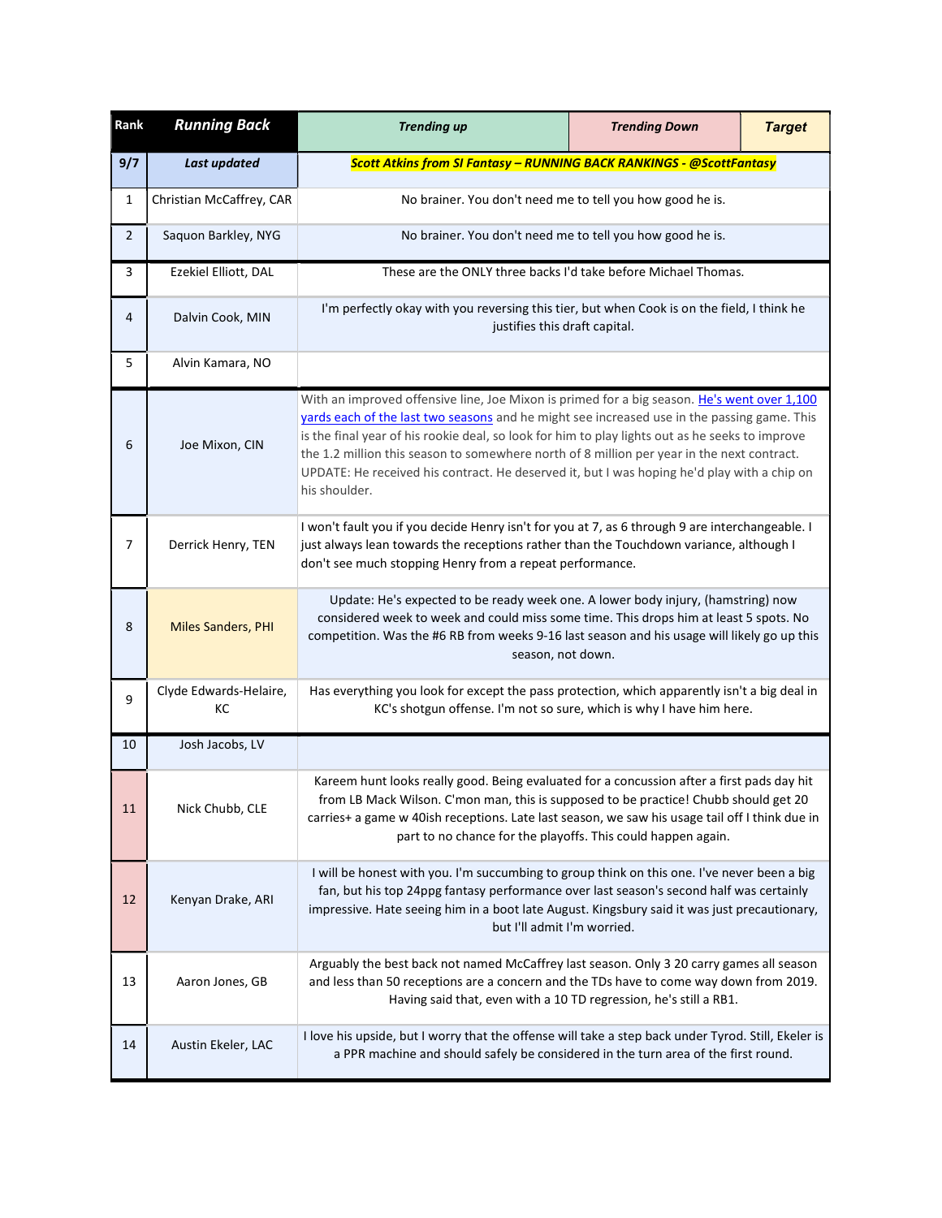| Rank | Running Back | Trending up | Trending Down | Target |
|---|---|---|---|---|
| 9/7 | Last updated | Scott Atkins from SI Fantasy – RUNNING BACK RANKINGS - @ScottFantasy | | |
| 1 | Christian McCaffrey, CAR | No brainer. You don't need me to tell you how good he is. | | |
| 2 | Saquon Barkley, NYG | No brainer. You don't need me to tell you how good he is. | | |
| 3 | Ezekiel Elliott, DAL | These are the ONLY three backs I'd take before Michael Thomas. | | |
| 4 | Dalvin Cook, MIN | I'm perfectly okay with you reversing this tier, but when Cook is on the field, I think he justifies this draft capital. | | |
| 5 | Alvin Kamara, NO | | | |
| 6 | Joe Mixon, CIN | With an improved offensive line, Joe Mixon is primed for a big season. [He's went over 1,100 yards each of the last two seasons] and he might see increased use in the passing game. This is the final year of his rookie deal, so look for him to play lights out as he seeks to improve the 1.2 million this season to somewhere north of 8 million per year in the next contract. UPDATE: He received his contract. He deserved it, but I was hoping he'd play with a chip on his shoulder. | | |
| 7 | Derrick Henry, TEN | I won't fault you if you decide Henry isn't for you at 7, as 6 through 9 are interchangeable. I just always lean towards the receptions rather than the Touchdown variance, although I don't see much stopping Henry from a repeat performance. | | |
| 8 | Miles Sanders, PHI | Update: He's expected to be ready week one. A lower body injury, (hamstring) now considered week to week and could miss some time. This drops him at least 5 spots. No competition. Was the #6 RB from weeks 9-16 last season and his usage will likely go up this season, not down. | | |
| 9 | Clyde Edwards-Helaire, KC | Has everything you look for except the pass protection, which apparently isn't a big deal in KC's shotgun offense. I'm not so sure, which is why I have him here. | | |
| 10 | Josh Jacobs, LV | | | |
| 11 | Nick Chubb, CLE | Kareem hunt looks really good. Being evaluated for a concussion after a first pads day hit from LB Mack Wilson. C'mon man, this is supposed to be practice! Chubb should get 20 carries+ a game w 40ish receptions. Late last season, we saw his usage tail off I think due in part to no chance for the playoffs. This could happen again. | | |
| 12 | Kenyan Drake, ARI | I will be honest with you. I'm succumbing to group think on this one. I've never been a big fan, but his top 24ppg fantasy performance over last season's second half was certainly impressive. Hate seeing him in a boot late August. Kingsbury said it was just precautionary, but I'll admit I'm worried. | | |
| 13 | Aaron Jones, GB | Arguably the best back not named McCaffrey last season. Only 3 20 carry games all season and less than 50 receptions are a concern and the TDs have to come way down from 2019. Having said that, even with a 10 TD regression, he's still a RB1. | | |
| 14 | Austin Ekeler, LAC | I love his upside, but I worry that the offense will take a step back under Tyrod. Still, Ekeler is a PPR machine and should safely be considered in the turn area of the first round. | | |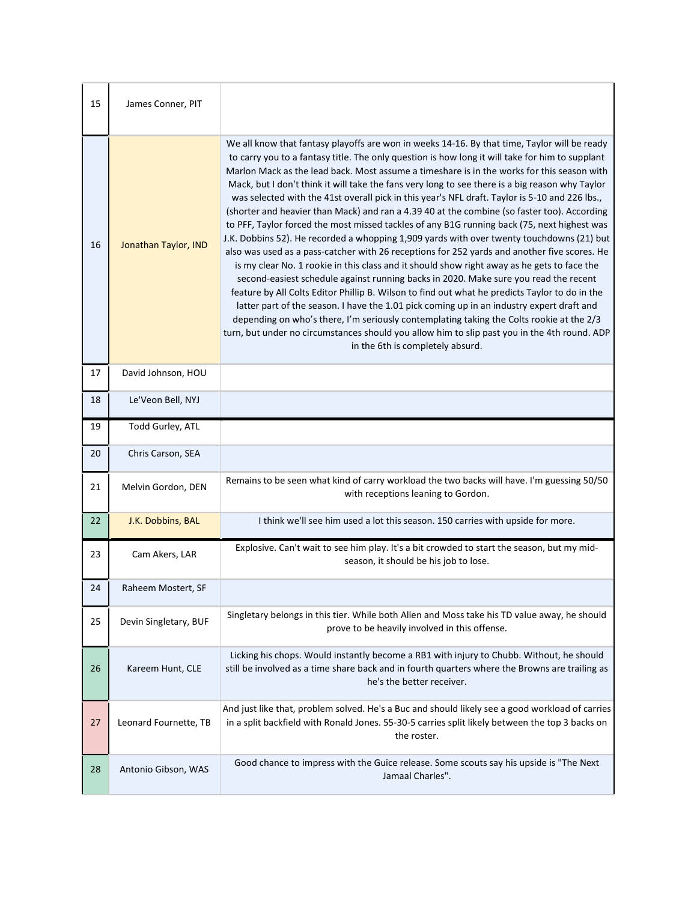| 15 | James Conner, PIT | |
|---|---|---|
| 16 | Jonathan Taylor, IND | We all know that fantasy playoffs are won in weeks 14-16. By that time, Taylor will be ready to carry you to a fantasy title. The only question is how long it will take for him to supplant Marlon Mack as the lead back. Most assume a timeshare is in the works for this season with Mack, but I don't think it will take the fans very long to see there is a big reason why Taylor was selected with the 41st overall pick in this year's NFL draft. Taylor is 5-10 and 226 lbs., (shorter and heavier than Mack) and ran a 4.39 40 at the combine (so faster too). According to PFF, Taylor forced the most missed tackles of any B1G running back (75, next highest was J.K. Dobbins 52). He recorded a whopping 1,909 yards with over twenty touchdowns (21) but also was used as a pass-catcher with 26 receptions for 252 yards and another five scores. He is my clear No. 1 rookie in this class and it should show right away as he gets to face the second-easiest schedule against running backs in 2020. Make sure you read the recent feature by All Colts Editor Phillip B. Wilson to find out what he predicts Taylor to do in the latter part of the season. I have the 1.01 pick coming up in an industry expert draft and depending on who's there, I'm seriously contemplating taking the Colts rookie at the 2/3 turn, but under no circumstances should you allow him to slip past you in the 4th round. ADP in the 6th is completely absurd. |
| 17 | David Johnson, HOU | |
| 18 | Le'Veon Bell, NYJ | |
| 19 | Todd Gurley, ATL | |
| 20 | Chris Carson, SEA | |
| 21 | Melvin Gordon, DEN | Remains to be seen what kind of carry workload the two backs will have. I'm guessing 50/50 with receptions leaning to Gordon. |
| 22 | J.K. Dobbins, BAL | I think we'll see him used a lot this season. 150 carries with upside for more. |
| 23 | Cam Akers, LAR | Explosive. Can't wait to see him play. It's a bit crowded to start the season, but my mid-season, it should be his job to lose. |
| 24 | Raheem Mostert, SF | |
| 25 | Devin Singletary, BUF | Singletary belongs in this tier. While both Allen and Moss take his TD value away, he should prove to be heavily involved in this offense. |
| 26 | Kareem Hunt, CLE | Licking his chops. Would instantly become a RB1 with injury to Chubb. Without, he should still be involved as a time share back and in fourth quarters where the Browns are trailing as he's the better receiver. |
| 27 | Leonard Fournette, TB | And just like that, problem solved. He's a Buc and should likely see a good workload of carries in a split backfield with Ronald Jones. 55-30-5 carries split likely between the top 3 backs on the roster. |
| 28 | Antonio Gibson, WAS | Good chance to impress with the Guice release. Some scouts say his upside is "The Next Jamaal Charles". |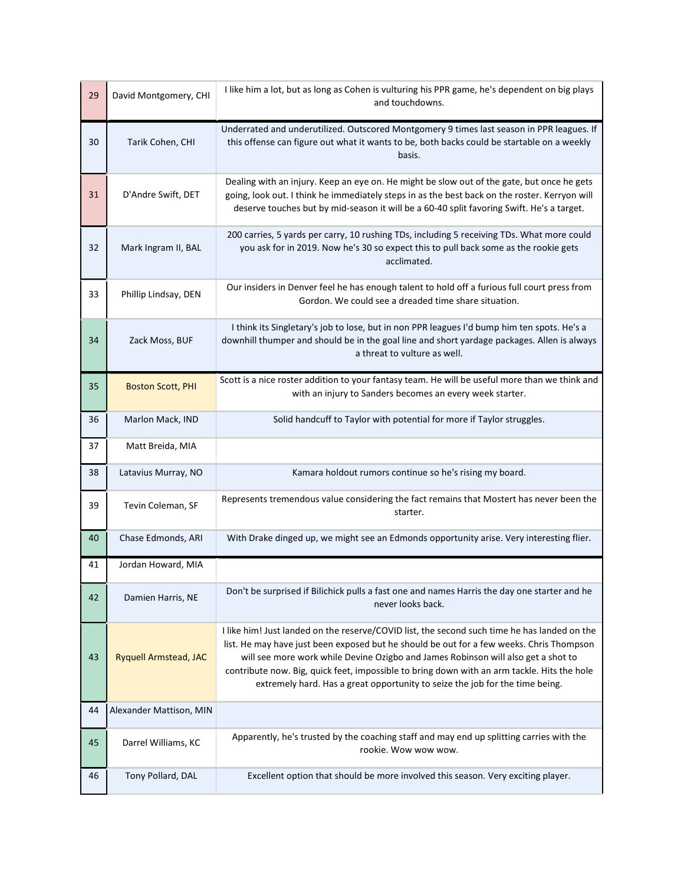| | | |
|---|---|---|
| 29 | David Montgomery, CHI | I like him a lot, but as long as Cohen is vulturing his PPR game, he's dependent on big plays and touchdowns. |
| 30 | Tarik Cohen, CHI | Underrated and underutilized. Outscored Montgomery 9 times last season in PPR leagues. If this offense can figure out what it wants to be, both backs could be startable on a weekly basis. |
| 31 | D'Andre Swift, DET | Dealing with an injury. Keep an eye on. He might be slow out of the gate, but once he gets going, look out. I think he immediately steps in as the best back on the roster. Kerryon will deserve touches but by mid-season it will be a 60-40 split favoring Swift. He's a target. |
| 32 | Mark Ingram II, BAL | 200 carries, 5 yards per carry, 10 rushing TDs, including 5 receiving TDs. What more could you ask for in 2019. Now he's 30 so expect this to pull back some as the rookie gets acclimated. |
| 33 | Phillip Lindsay, DEN | Our insiders in Denver feel he has enough talent to hold off a furious full court press from Gordon. We could see a dreaded time share situation. |
| 34 | Zack Moss, BUF | I think its Singletary's job to lose, but in non PPR leagues I'd bump him ten spots. He's a downhill thumper and should be in the goal line and short yardage packages. Allen is always a threat to vulture as well. |
| 35 | Boston Scott, PHI | Scott is a nice roster addition to your fantasy team. He will be useful more than we think and with an injury to Sanders becomes an every week starter. |
| 36 | Marlon Mack, IND | Solid handcuff to Taylor with potential for more if Taylor struggles. |
| 37 | Matt Breida, MIA | |
| 38 | Latavius Murray, NO | Kamara holdout rumors continue so he's rising my board. |
| 39 | Tevin Coleman, SF | Represents tremendous value considering the fact remains that Mostert has never been the starter. |
| 40 | Chase Edmonds, ARI | With Drake dinged up, we might see an Edmonds opportunity arise. Very interesting flier. |
| 41 | Jordan Howard, MIA | |
| 42 | Damien Harris, NE | Don't be surprised if Bilichick pulls a fast one and names Harris the day one starter and he never looks back. |
| 43 | Ryquell Armstead, JAC | I like him! Just landed on the reserve/COVID list, the second such time he has landed on the list. He may have just been exposed but he should be out for a few weeks. Chris Thompson will see more work while Devine Ozigbo and James Robinson will also get a shot to contribute now. Big, quick feet, impossible to bring down with an arm tackle. Hits the hole extremely hard. Has a great opportunity to seize the job for the time being. |
| 44 | Alexander Mattison, MIN | |
| 45 | Darrel Williams, KC | Apparently, he's trusted by the coaching staff and may end up splitting carries with the rookie. Wow wow wow. |
| 46 | Tony Pollard, DAL | Excellent option that should be more involved this season. Very exciting player. |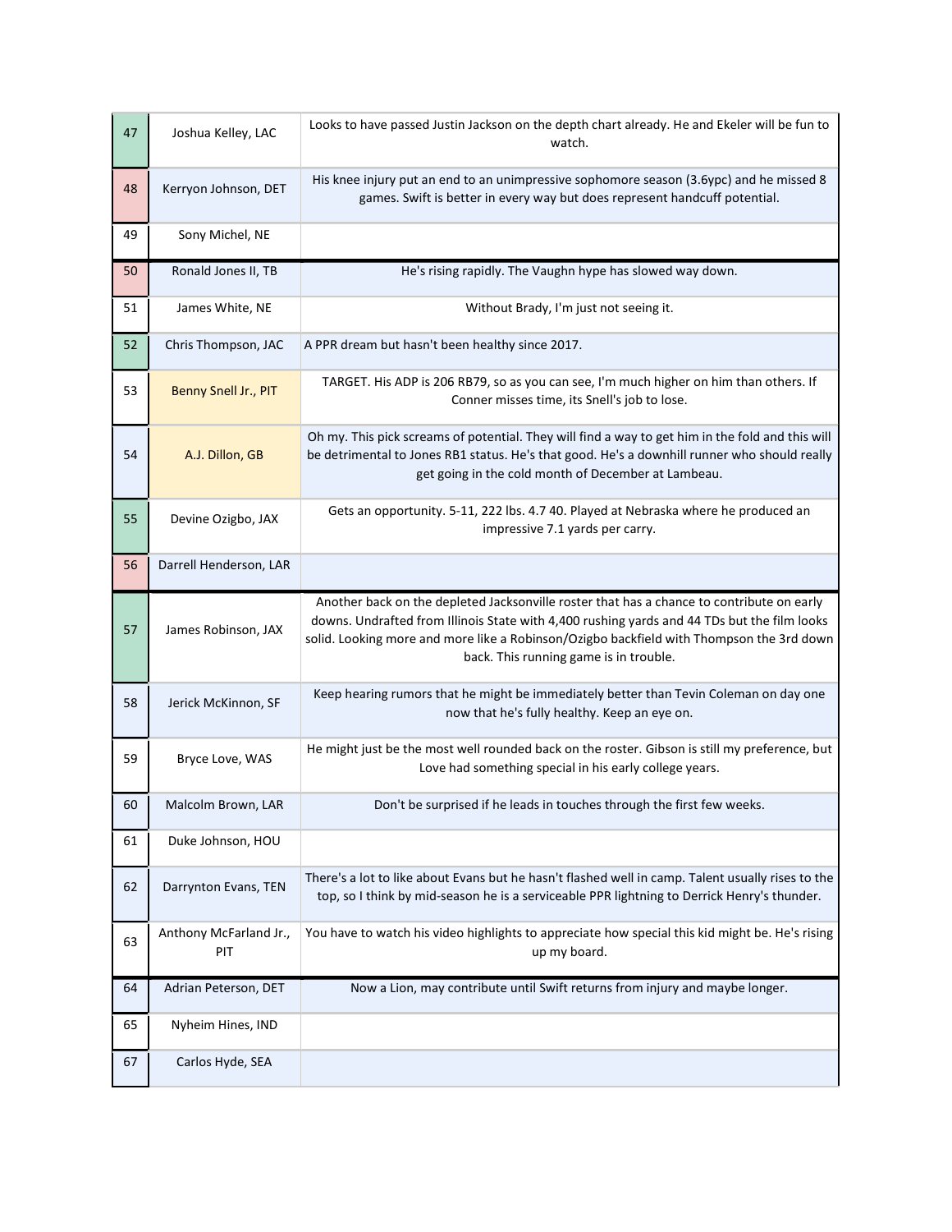| | | |
|---|---|---|
| 47 | Joshua Kelley, LAC | Looks to have passed Justin Jackson on the depth chart already. He and Ekeler will be fun to watch. |
| 48 | Kerryon Johnson, DET | His knee injury put an end to an unimpressive sophomore season (3.6ypc) and he missed 8 games. Swift is better in every way but does represent handcuff potential. |
| 49 | Sony Michel, NE | |
| 50 | Ronald Jones II, TB | He's rising rapidly. The Vaughn hype has slowed way down. |
| 51 | James White, NE | Without Brady, I'm just not seeing it. |
| 52 | Chris Thompson, JAC | A PPR dream but hasn't been healthy since 2017. |
| 53 | Benny Snell Jr., PIT | TARGET. His ADP is 206 RB79, so as you can see, I'm much higher on him than others. If Conner misses time, its Snell's job to lose. |
| 54 | A.J. Dillon, GB | Oh my. This pick screams of potential. They will find a way to get him in the fold and this will be detrimental to Jones RB1 status. He's that good. He's a downhill runner who should really get going in the cold month of December at Lambeau. |
| 55 | Devine Ozigbo, JAX | Gets an opportunity. 5-11, 222 lbs. 4.7 40. Played at Nebraska where he produced an impressive 7.1 yards per carry. |
| 56 | Darrell Henderson, LAR | |
| 57 | James Robinson, JAX | Another back on the depleted Jacksonville roster that has a chance to contribute on early downs. Undrafted from Illinois State with 4,400 rushing yards and 44 TDs but the film looks solid. Looking more and more like a Robinson/Ozigbo backfield with Thompson the 3rd down back. This running game is in trouble. |
| 58 | Jerick McKinnon, SF | Keep hearing rumors that he might be immediately better than Tevin Coleman on day one now that he's fully healthy. Keep an eye on. |
| 59 | Bryce Love, WAS | He might just be the most well rounded back on the roster. Gibson is still my preference, but Love had something special in his early college years. |
| 60 | Malcolm Brown, LAR | Don't be surprised if he leads in touches through the first few weeks. |
| 61 | Duke Johnson, HOU | |
| 62 | Darrynton Evans, TEN | There's a lot to like about Evans but he hasn't flashed well in camp. Talent usually rises to the top, so I think by mid-season he is a serviceable PPR lightning to Derrick Henry's thunder. |
| 63 | Anthony McFarland Jr., PIT | You have to watch his video highlights to appreciate how special this kid might be. He's rising up my board. |
| 64 | Adrian Peterson, DET | Now a Lion, may contribute until Swift returns from injury and maybe longer. |
| 65 | Nyheim Hines, IND | |
| 67 | Carlos Hyde, SEA | |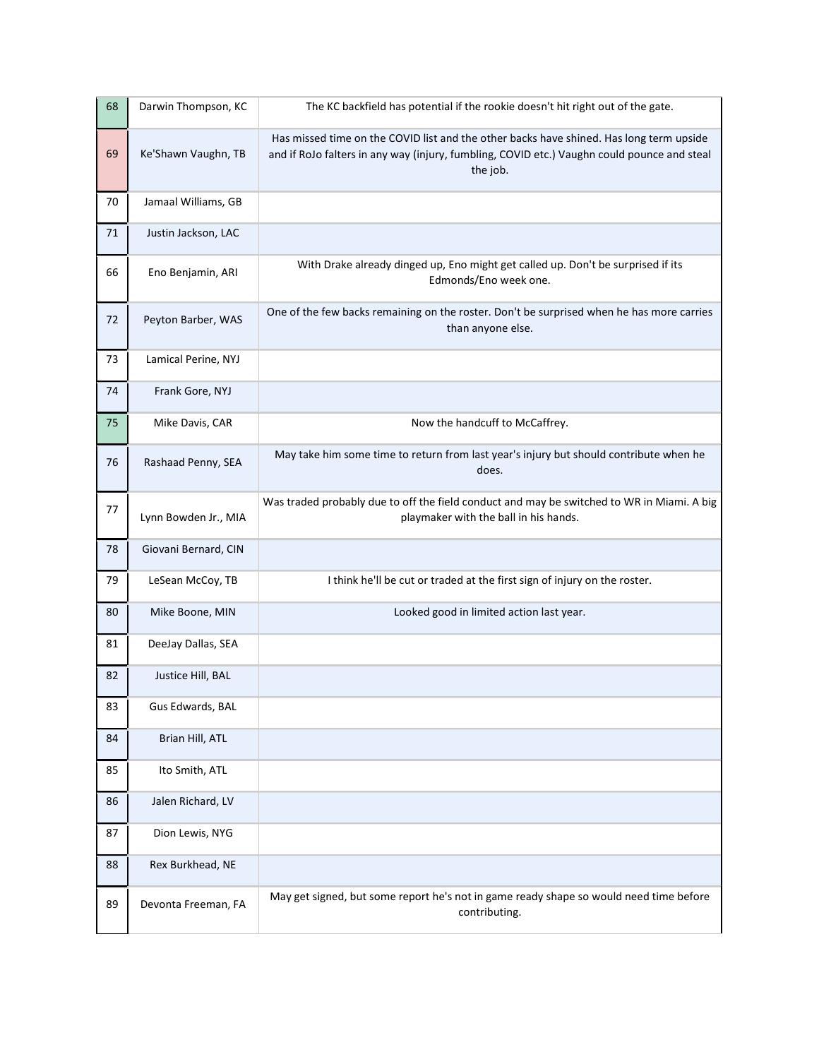| | | |
|---|---|---|
| 68 | Darwin Thompson, KC | The KC backfield has potential if the rookie doesn't hit right out of the gate. |
| 69 | Ke'Shawn Vaughn, TB | Has missed time on the COVID list and the other backs have shined. Has long term upside and if RoJo falters in any way (injury, fumbling, COVID etc.) Vaughn could pounce and steal the job. |
| 70 | Jamaal Williams, GB | |
| 71 | Justin Jackson, LAC | |
| 66 | Eno Benjamin, ARI | With Drake already dinged up, Eno might get called up. Don't be surprised if its Edmonds/Eno week one. |
| 72 | Peyton Barber, WAS | One of the few backs remaining on the roster. Don't be surprised when he has more carries than anyone else. |
| 73 | Lamical Perine, NYJ | |
| 74 | Frank Gore, NYJ | |
| 75 | Mike Davis, CAR | Now the handcuff to McCaffrey. |
| 76 | Rashaad Penny, SEA | May take him some time to return from last year's injury but should contribute when he does. |
| 77 | Lynn Bowden Jr., MIA | Was traded probably due to off the field conduct and may be switched to WR in Miami. A big playmaker with the ball in his hands. |
| 78 | Giovani Bernard, CIN | |
| 79 | LeSean McCoy, TB | I think he'll be cut or traded at the first sign of injury on the roster. |
| 80 | Mike Boone, MIN | Looked good in limited action last year. |
| 81 | DeeJay Dallas, SEA | |
| 82 | Justice Hill, BAL | |
| 83 | Gus Edwards, BAL | |
| 84 | Brian Hill, ATL | |
| 85 | Ito Smith, ATL | |
| 86 | Jalen Richard, LV | |
| 87 | Dion Lewis, NYG | |
| 88 | Rex Burkhead, NE | |
| 89 | Devonta Freeman, FA | May get signed, but some report he's not in game ready shape so would need time before contributing. |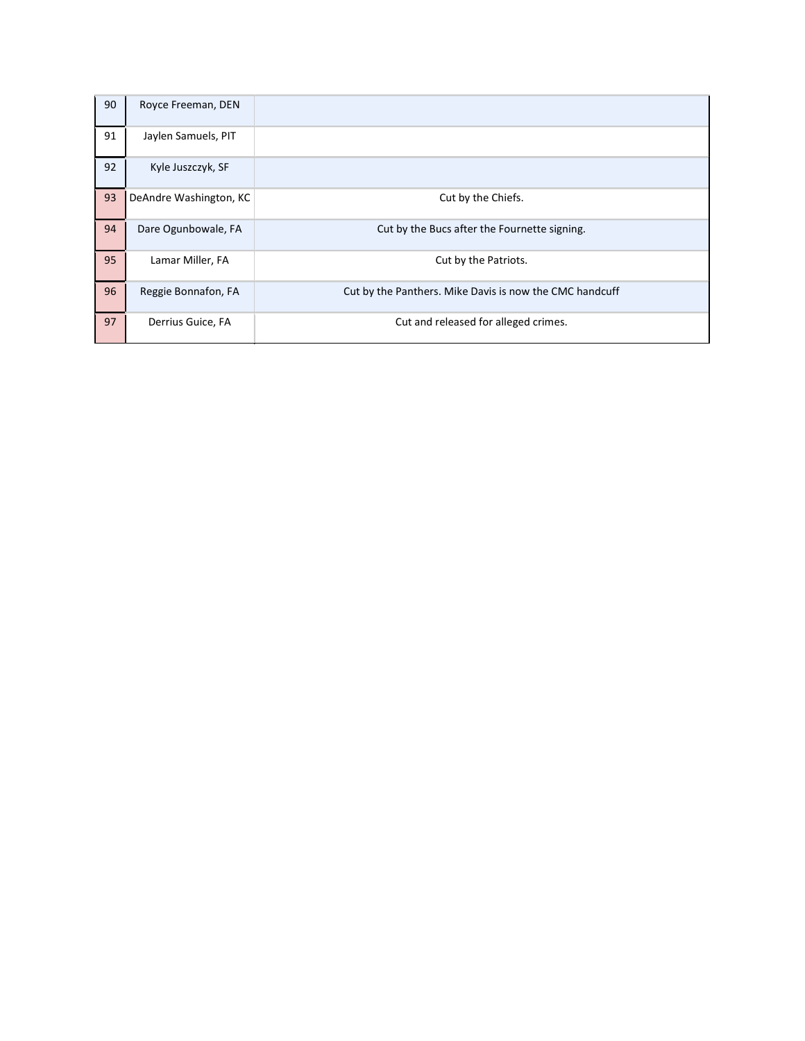| | | |
|---|---|---|
| 90 | Royce Freeman, DEN | |
| 91 | Jaylen Samuels, PIT | |
| 92 | Kyle Juszczyk, SF | |
| 93 | DeAndre Washington, KC | Cut by the Chiefs. |
| 94 | Dare Ogunbowale, FA | Cut by the Bucs after the Fournette signing. |
| 95 | Lamar Miller, FA | Cut by the Patriots. |
| 96 | Reggie Bonnafon, FA | Cut by the Panthers. Mike Davis is now the CMC handcuff |
| 97 | Derrius Guice, FA | Cut and released for alleged crimes. |